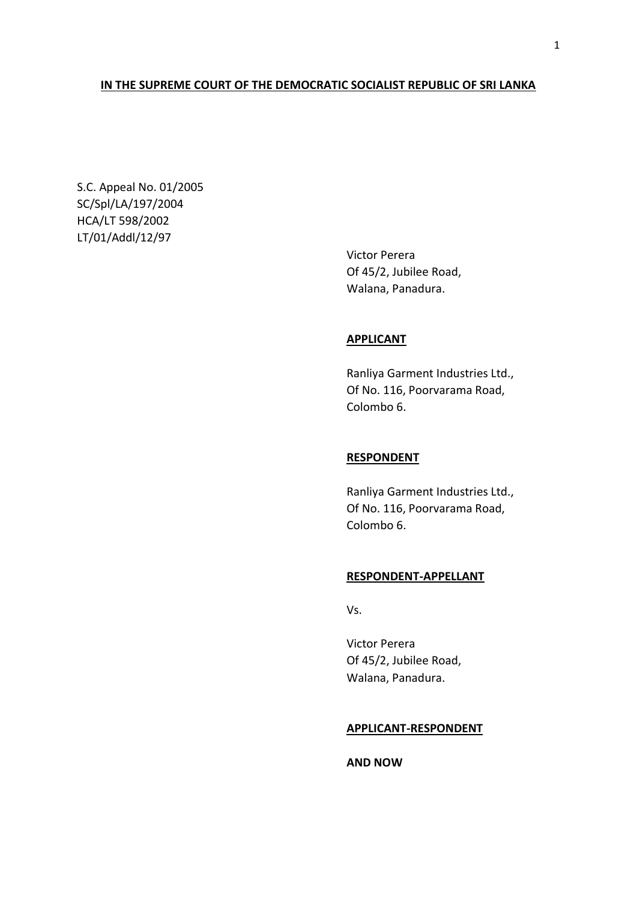**IN THE SUPREME COURT OF THE DEMOCRATIC SOCIALIST REPUBLIC OF SRI LANKA**

S.C. Appeal No. 01/2005
SC/Spl/LA/197/2004
HCA/LT 598/2002
LT/01/Addl/12/97

Victor Perera
Of 45/2, Jubilee Road,
Walana, Panadura.

**APPLICANT**

Ranliya Garment Industries Ltd.,
Of No. 116, Poorvarama Road,
Colombo 6.

**RESPONDENT**

Ranliya Garment Industries Ltd.,
Of No. 116, Poorvarama Road,
Colombo 6.

**RESPONDENT-APPELLANT**

Vs.

Victor Perera
Of 45/2, Jubilee Road,
Walana, Panadura.

**APPLICANT-RESPONDENT**

**AND NOW**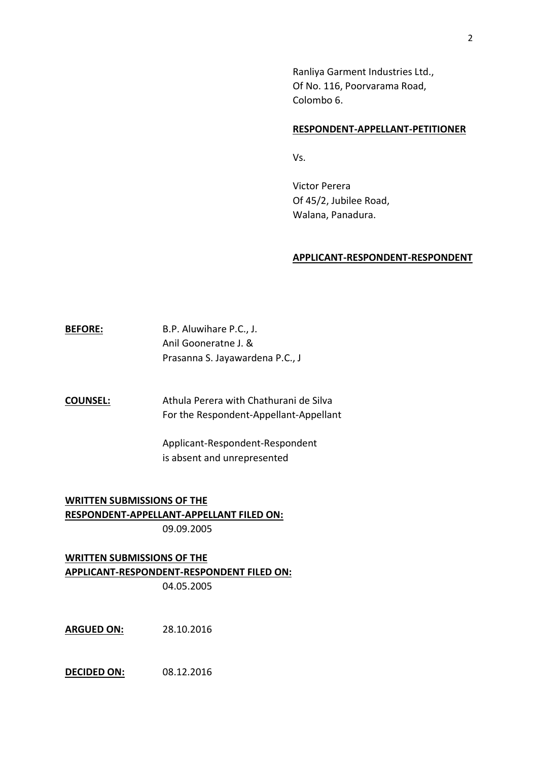Ranliya Garment Industries Ltd.,
Of No. 116, Poorvarama Road,
Colombo 6.

**RESPONDENT-APPELLANT-PETITIONER**

Vs.

Victor Perera
Of 45/2, Jubilee Road,
Walana, Panadura.

**APPLICANT-RESPONDENT-RESPONDENT**

**BEFORE:** B.P. Aluwihare P.C., J.
Anil Gooneratne J. &
Prasanna S. Jayawardena P.C., J

**COUNSEL:** Athula Perera with Chathurani de Silva
For the Respondent-Appellant-Appellant

Applicant-Respondent-Respondent
is absent and unrepresented

**WRITTEN SUBMISSIONS OF THE RESPONDENT-APPELLANT-APPELLANT FILED ON:**
09.09.2005

**WRITTEN SUBMISSIONS OF THE APPLICANT-RESPONDENT-RESPONDENT FILED ON:**
04.05.2005

**ARGUED ON:** 28.10.2016

**DECIDED ON:** 08.12.2016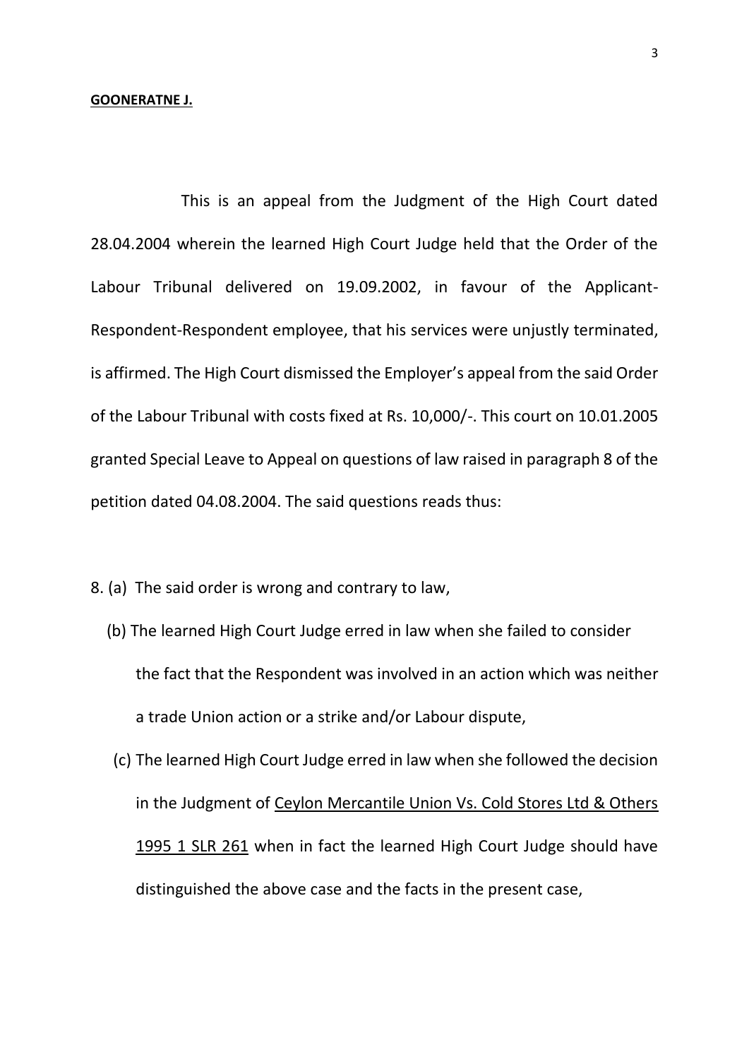**GOONERATNE J.**

This is an appeal from the Judgment of the High Court dated 28.04.2004 wherein the learned High Court Judge held that the Order of the Labour Tribunal delivered on 19.09.2002, in favour of the Applicant-Respondent-Respondent employee, that his services were unjustly terminated, is affirmed. The High Court dismissed the Employer's appeal from the said Order of the Labour Tribunal with costs fixed at Rs. 10,000/-. This court on 10.01.2005 granted Special Leave to Appeal on questions of law raised in paragraph 8 of the petition dated 04.08.2004. The said questions reads thus:

8. (a) The said order is wrong and contrary to law,

   (b) The learned High Court Judge erred in law when she failed to consider the fact that the Respondent was involved in an action which was neither a trade Union action or a strike and/or Labour dispute,

   (c) The learned High Court Judge erred in law when she followed the decision in the Judgment of <u>Ceylon Mercantile Union Vs. Cold Stores Ltd & Others 1995 1 SLR 261</u> when in fact the learned High Court Judge should have distinguished the above case and the facts in the present case,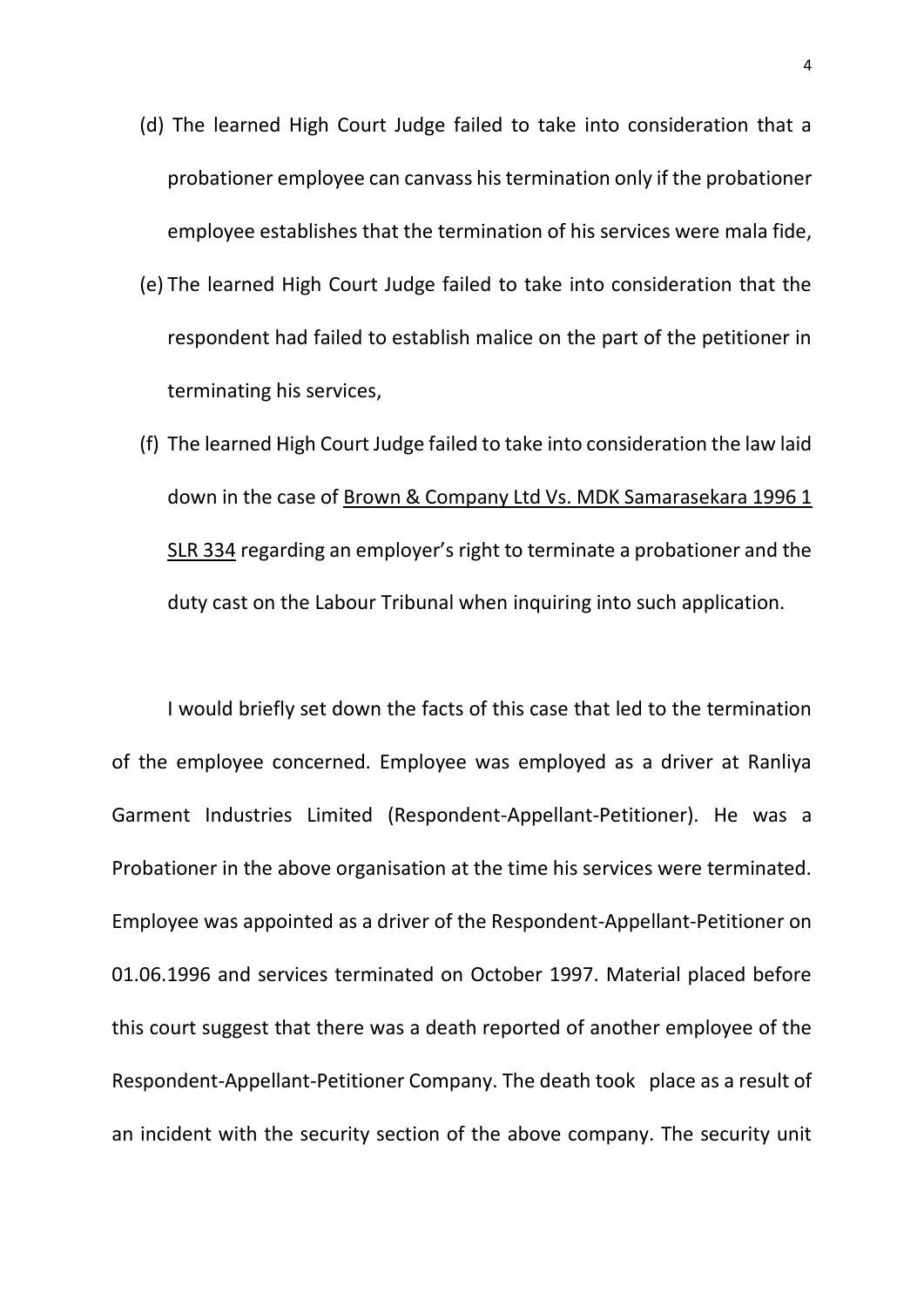(d) The learned High Court Judge failed to take into consideration that a probationer employee can canvass his termination only if the probationer employee establishes that the termination of his services were mala fide,

(e) The learned High Court Judge failed to take into consideration that the respondent had failed to establish malice on the part of the petitioner in terminating his services,

(f) The learned High Court Judge failed to take into consideration the law laid down in the case of Brown & Company Ltd Vs. MDK Samarasekara 1996 1 SLR 334 regarding an employer's right to terminate a probationer and the duty cast on the Labour Tribunal when inquiring into such application.

I would briefly set down the facts of this case that led to the termination of the employee concerned. Employee was employed as a driver at Ranliya Garment Industries Limited (Respondent-Appellant-Petitioner). He was a Probationer in the above organisation at the time his services were terminated. Employee was appointed as a driver of the Respondent-Appellant-Petitioner on 01.06.1996 and services terminated on October 1997. Material placed before this court suggest that there was a death reported of another employee of the Respondent-Appellant-Petitioner Company. The death took place as a result of an incident with the security section of the above company. The security unit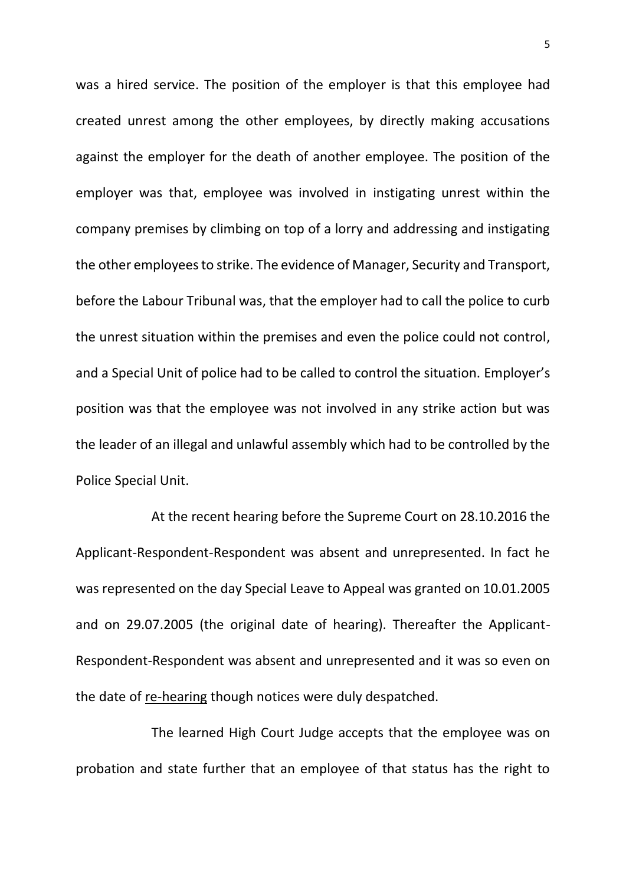was a hired service. The position of the employer is that this employee had created unrest among the other employees, by directly making accusations against the employer for the death of another employee. The position of the employer was that, employee was involved in instigating unrest within the company premises by climbing on top of a lorry and addressing and instigating the other employees to strike. The evidence of Manager, Security and Transport, before the Labour Tribunal was, that the employer had to call the police to curb the unrest situation within the premises and even the police could not control, and a Special Unit of police had to be called to control the situation. Employer's position was that the employee was not involved in any strike action but was the leader of an illegal and unlawful assembly which had to be controlled by the Police Special Unit.

At the recent hearing before the Supreme Court on 28.10.2016 the Applicant-Respondent-Respondent was absent and unrepresented. In fact he was represented on the day Special Leave to Appeal was granted on 10.01.2005 and on 29.07.2005 (the original date of hearing). Thereafter the Applicant-Respondent-Respondent was absent and unrepresented and it was so even on the date of <u>re-hearing</u> though notices were duly despatched.

The learned High Court Judge accepts that the employee was on probation and state further that an employee of that status has the right to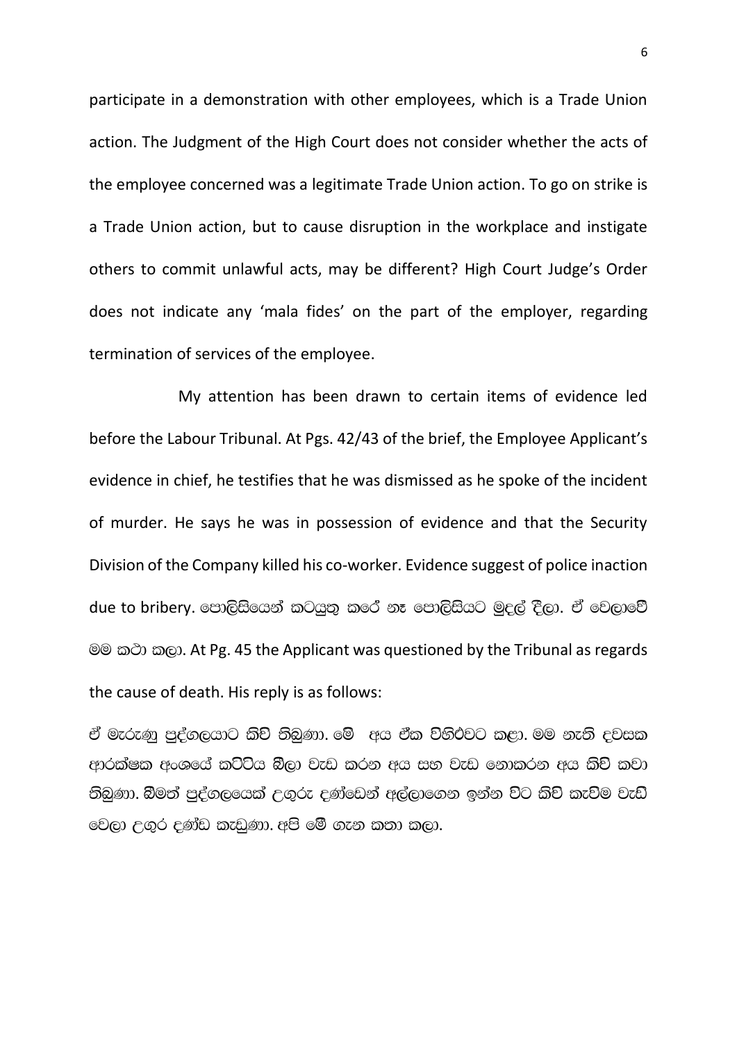participate in a demonstration with other employees, which is a Trade Union action. The Judgment of the High Court does not consider whether the acts of the employee concerned was a legitimate Trade Union action. To go on strike is a Trade Union action, but to cause disruption in the workplace and instigate others to commit unlawful acts, may be different? High Court Judge's Order does not indicate any 'mala fides' on the part of the employer, regarding termination of services of the employee.

My attention has been drawn to certain items of evidence led before the Labour Tribunal. At Pgs. 42/43 of the brief, the Employee Applicant's evidence in chief, he testifies that he was dismissed as he spoke of the incident of murder. He says he was in possession of evidence and that the Security Division of the Company killed his co-worker. Evidence suggest of police inaction due to bribery. පොලිසියෙන් කටයුතු කරේ නෑ පොලිසියට මුදල් දීලා. ඒ වෙලාවේ මම කථා කලා. At Pg. 45 the Applicant was questioned by the Tribunal as regards the cause of death. His reply is as follows:

ඒ මැරුණු පුද්ගලයාට කිව් තිබුණා. මේ අය ඒක විහිළුවට කළා. මම නැති දවසක ආරක්ෂක අංශයේ කට්ටිය බීලා වැඩ කරන අය සහ වැඩ නොකරන අය කිව් කවා තිබුණා. බීමත් පුද්ගලයෙක් උගුරු දණ්ඩෙන් අල්ලාගෙන ඉන්න විට කිව් කැවීම වැඩි වෙලා උගුර දණ්ඩ කැඩුණා. අපි මේ ගැන කතා කලා.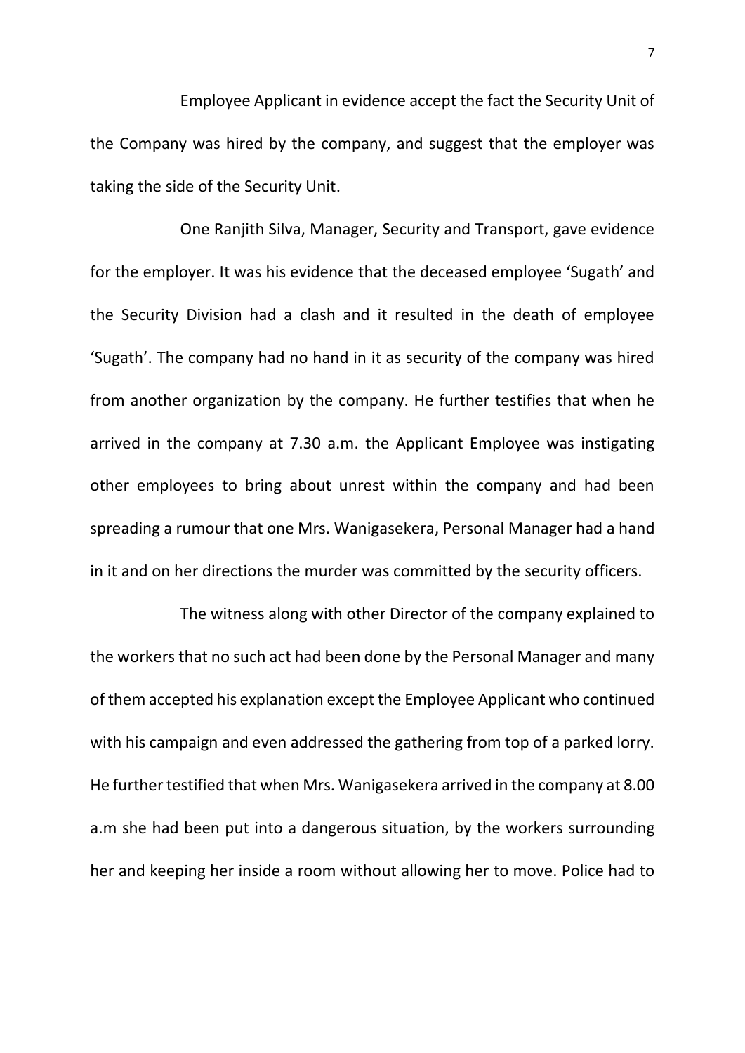Employee Applicant in evidence accept the fact the Security Unit of the Company was hired by the company, and suggest that the employer was taking the side of the Security Unit.

One Ranjith Silva, Manager, Security and Transport, gave evidence for the employer. It was his evidence that the deceased employee 'Sugath' and the Security Division had a clash and it resulted in the death of employee 'Sugath'. The company had no hand in it as security of the company was hired from another organization by the company. He further testifies that when he arrived in the company at 7.30 a.m. the Applicant Employee was instigating other employees to bring about unrest within the company and had been spreading a rumour that one Mrs. Wanigasekera, Personal Manager had a hand in it and on her directions the murder was committed by the security officers.

The witness along with other Director of the company explained to the workers that no such act had been done by the Personal Manager and many of them accepted his explanation except the Employee Applicant who continued with his campaign and even addressed the gathering from top of a parked lorry. He further testified that when Mrs. Wanigasekera arrived in the company at 8.00 a.m she had been put into a dangerous situation, by the workers surrounding her and keeping her inside a room without allowing her to move. Police had to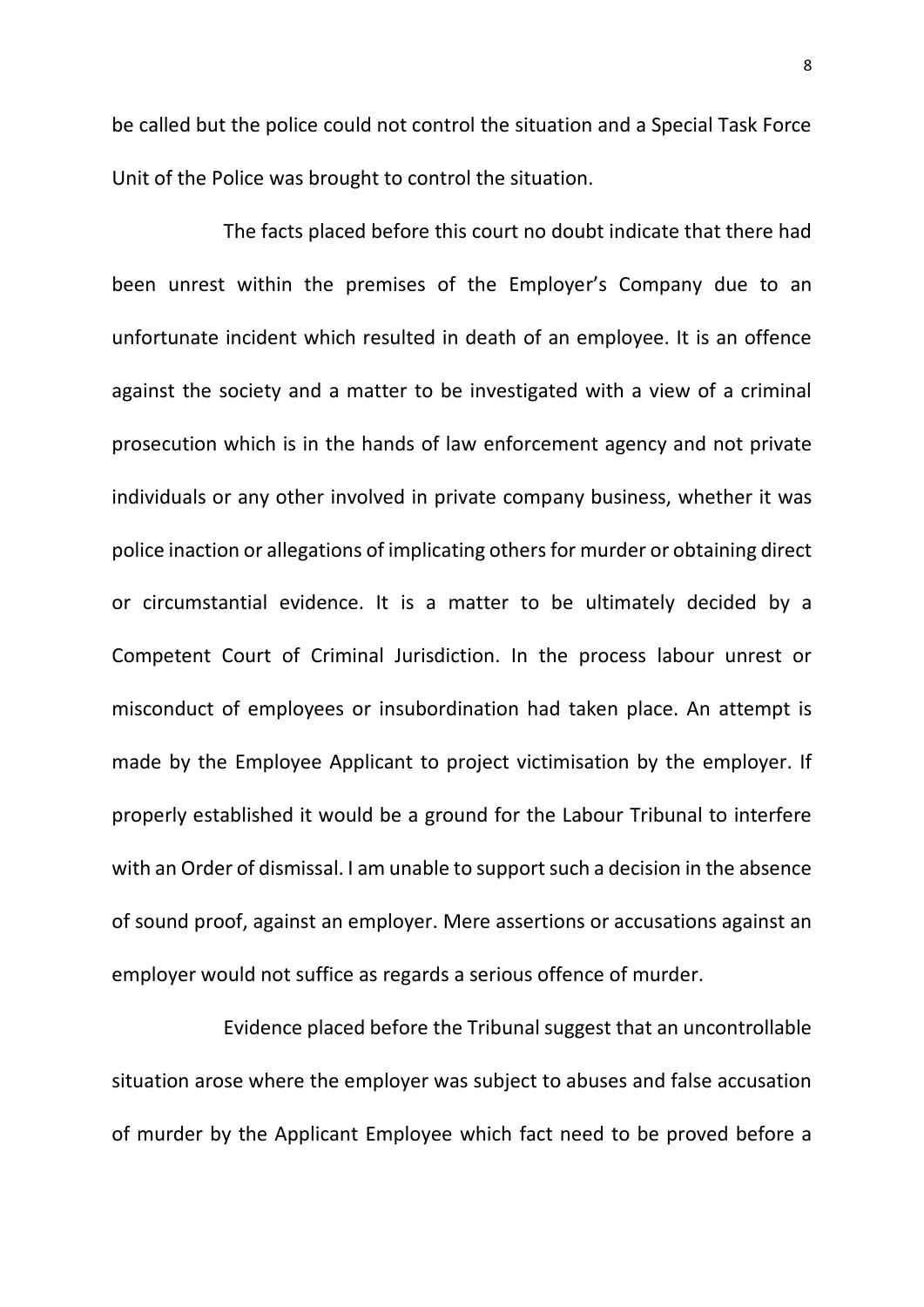be called but the police could not control the situation and a Special Task Force Unit of the Police was brought to control the situation.

The facts placed before this court no doubt indicate that there had been unrest within the premises of the Employer's Company due to an unfortunate incident which resulted in death of an employee. It is an offence against the society and a matter to be investigated with a view of a criminal prosecution which is in the hands of law enforcement agency and not private individuals or any other involved in private company business, whether it was police inaction or allegations of implicating others for murder or obtaining direct or circumstantial evidence. It is a matter to be ultimately decided by a Competent Court of Criminal Jurisdiction. In the process labour unrest or misconduct of employees or insubordination had taken place. An attempt is made by the Employee Applicant to project victimisation by the employer. If properly established it would be a ground for the Labour Tribunal to interfere with an Order of dismissal. I am unable to support such a decision in the absence of sound proof, against an employer. Mere assertions or accusations against an employer would not suffice as regards a serious offence of murder.

Evidence placed before the Tribunal suggest that an uncontrollable situation arose where the employer was subject to abuses and false accusation of murder by the Applicant Employee which fact need to be proved before a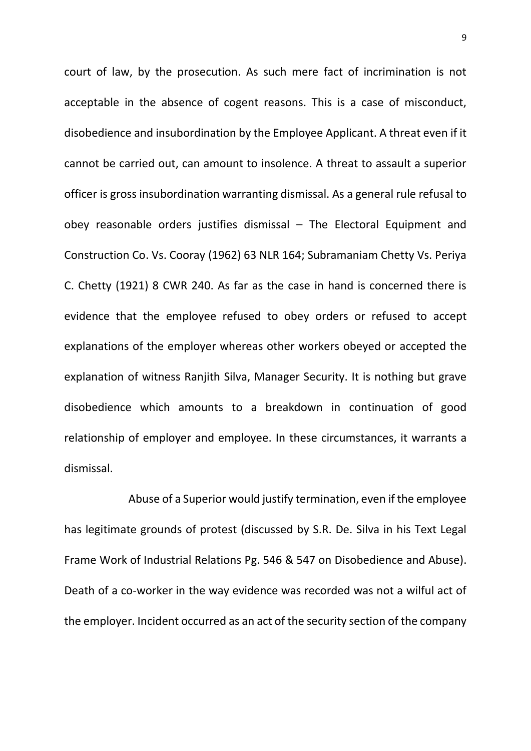court of law, by the prosecution. As such mere fact of incrimination is not acceptable in the absence of cogent reasons. This is a case of misconduct, disobedience and insubordination by the Employee Applicant. A threat even if it cannot be carried out, can amount to insolence. A threat to assault a superior officer is gross insubordination warranting dismissal. As a general rule refusal to obey reasonable orders justifies dismissal – The Electoral Equipment and Construction Co. Vs. Cooray (1962) 63 NLR 164; Subramaniam Chetty Vs. Periya C. Chetty (1921) 8 CWR 240. As far as the case in hand is concerned there is evidence that the employee refused to obey orders or refused to accept explanations of the employer whereas other workers obeyed or accepted the explanation of witness Ranjith Silva, Manager Security. It is nothing but grave disobedience which amounts to a breakdown in continuation of good relationship of employer and employee. In these circumstances, it warrants a dismissal.

Abuse of a Superior would justify termination, even if the employee has legitimate grounds of protest (discussed by S.R. De. Silva in his Text Legal Frame Work of Industrial Relations Pg. 546 & 547 on Disobedience and Abuse). Death of a co-worker in the way evidence was recorded was not a wilful act of the employer. Incident occurred as an act of the security section of the company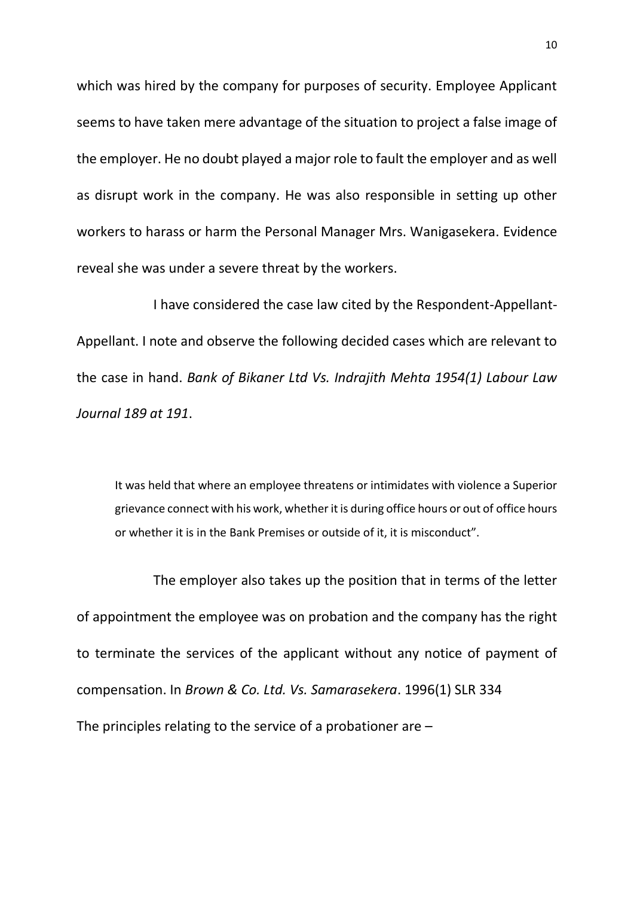which was hired by the company for purposes of security. Employee Applicant seems to have taken mere advantage of the situation to project a false image of the employer. He no doubt played a major role to fault the employer and as well as disrupt work in the company. He was also responsible in setting up other workers to harass or harm the Personal Manager Mrs. Wanigasekera. Evidence reveal she was under a severe threat by the workers.

I have considered the case law cited by the Respondent-Appellant-Appellant. I note and observe the following decided cases which are relevant to the case in hand. *Bank of Bikaner Ltd Vs. Indrajith Mehta 1954(1) Labour Law Journal 189 at 191*.

> It was held that where an employee threatens or intimidates with violence a Superior grievance connect with his work, whether it is during office hours or out of office hours or whether it is in the Bank Premises or outside of it, it is misconduct".

The employer also takes up the position that in terms of the letter of appointment the employee was on probation and the company has the right to terminate the services of the applicant without any notice of payment of compensation. In *Brown & Co. Ltd. Vs. Samarasekera*. 1996(1) SLR 334

The principles relating to the service of a probationer are –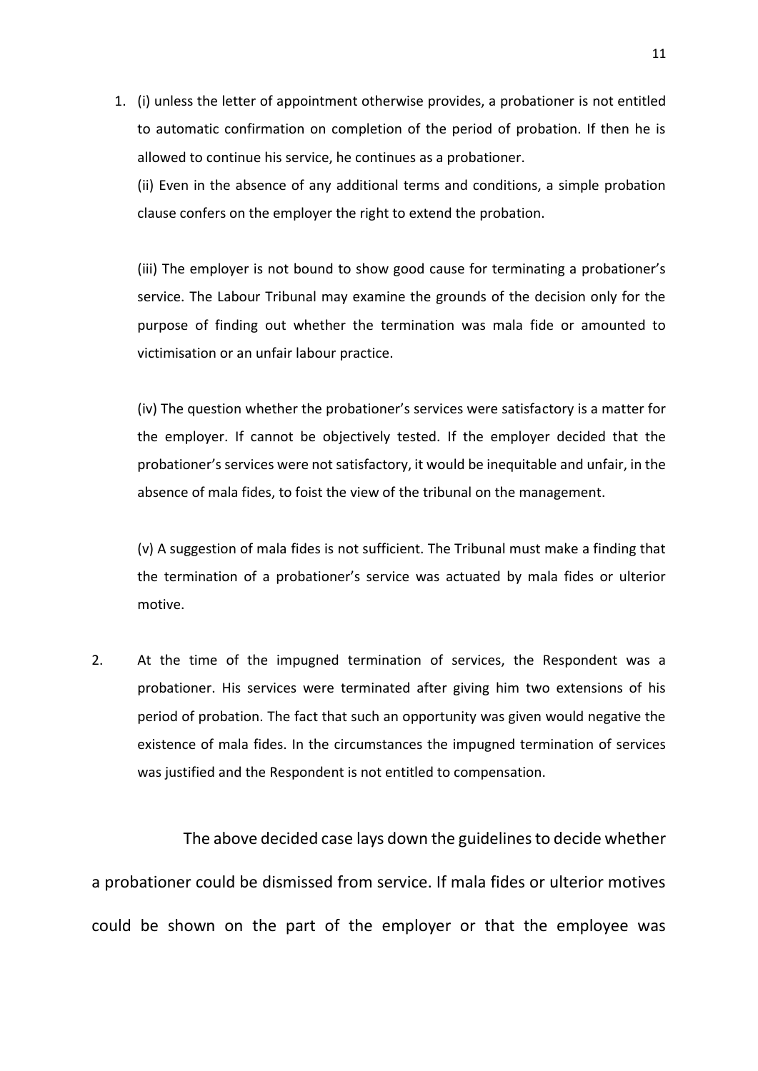1. (i) unless the letter of appointment otherwise provides, a probationer is not entitled to automatic confirmation on completion of the period of probation. If then he is allowed to continue his service, he continues as a probationer.

   (ii) Even in the absence of any additional terms and conditions, a simple probation clause confers on the employer the right to extend the probation.

   (iii) The employer is not bound to show good cause for terminating a probationer's service. The Labour Tribunal may examine the grounds of the decision only for the purpose of finding out whether the termination was mala fide or amounted to victimisation or an unfair labour practice.

   (iv) The question whether the probationer's services were satisfactory is a matter for the employer. If cannot be objectively tested. If the employer decided that the probationer's services were not satisfactory, it would be inequitable and unfair, in the absence of mala fides, to foist the view of the tribunal on the management.

   (v) A suggestion of mala fides is not sufficient. The Tribunal must make a finding that the termination of a probationer's service was actuated by mala fides or ulterior motive.

2. At the time of the impugned termination of services, the Respondent was a probationer. His services were terminated after giving him two extensions of his period of probation. The fact that such an opportunity was given would negative the existence of mala fides. In the circumstances the impugned termination of services was justified and the Respondent is not entitled to compensation.

The above decided case lays down the guidelines to decide whether a probationer could be dismissed from service. If mala fides or ulterior motives could be shown on the part of the employer or that the employee was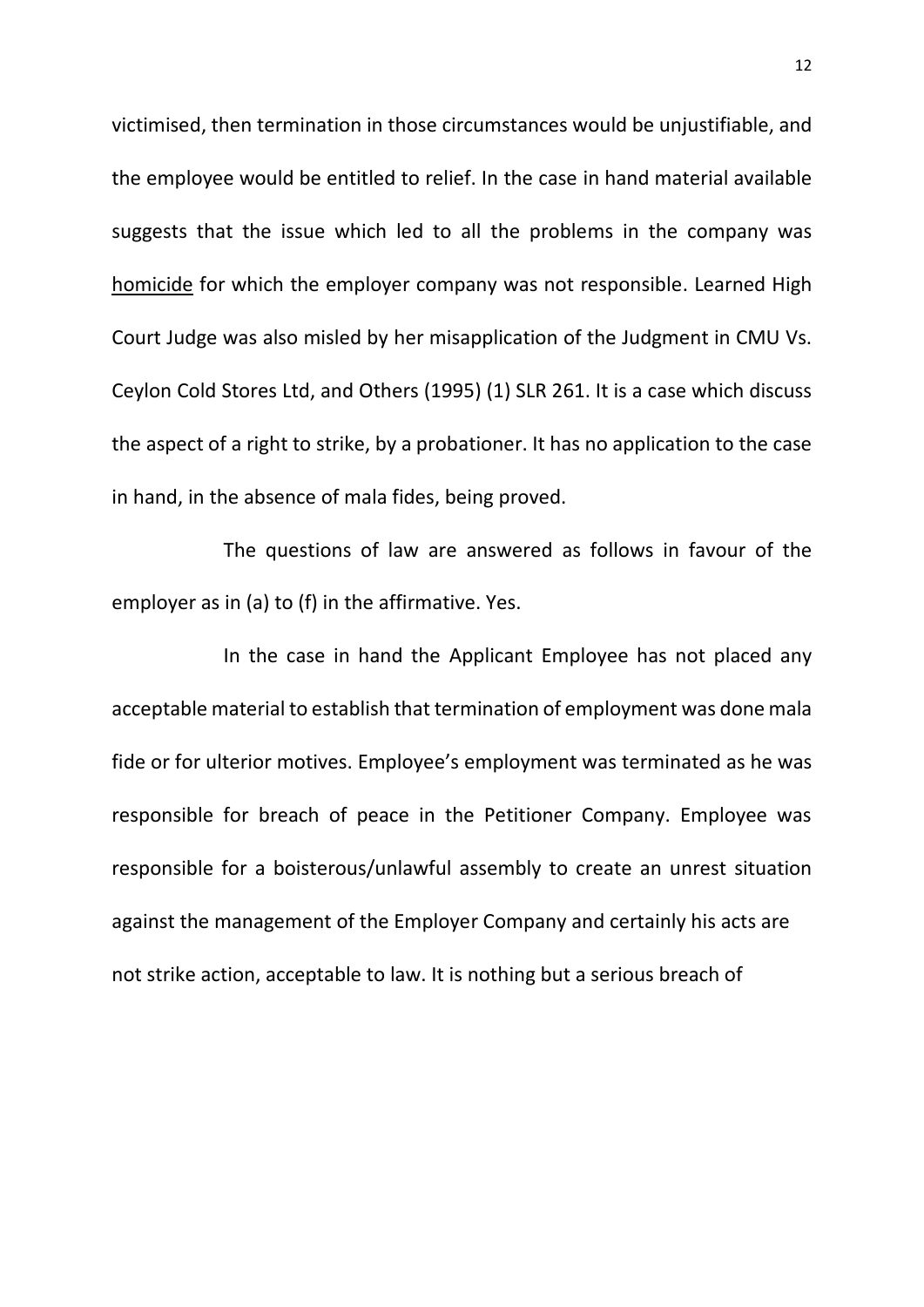victimised, then termination in those circumstances would be unjustifiable, and the employee would be entitled to relief. In the case in hand material available suggests that the issue which led to all the problems in the company was <u>homicide</u> for which the employer company was not responsible. Learned High Court Judge was also misled by her misapplication of the Judgment in CMU Vs. Ceylon Cold Stores Ltd, and Others (1995) (1) SLR 261. It is a case which discuss the aspect of a right to strike, by a probationer. It has no application to the case in hand, in the absence of mala fides, being proved.

The questions of law are answered as follows in favour of the employer as in (a) to (f) in the affirmative. Yes.

In the case in hand the Applicant Employee has not placed any acceptable material to establish that termination of employment was done mala fide or for ulterior motives. Employee's employment was terminated as he was responsible for breach of peace in the Petitioner Company. Employee was responsible for a boisterous/unlawful assembly to create an unrest situation against the management of the Employer Company and certainly his acts are not strike action, acceptable to law. It is nothing but a serious breach of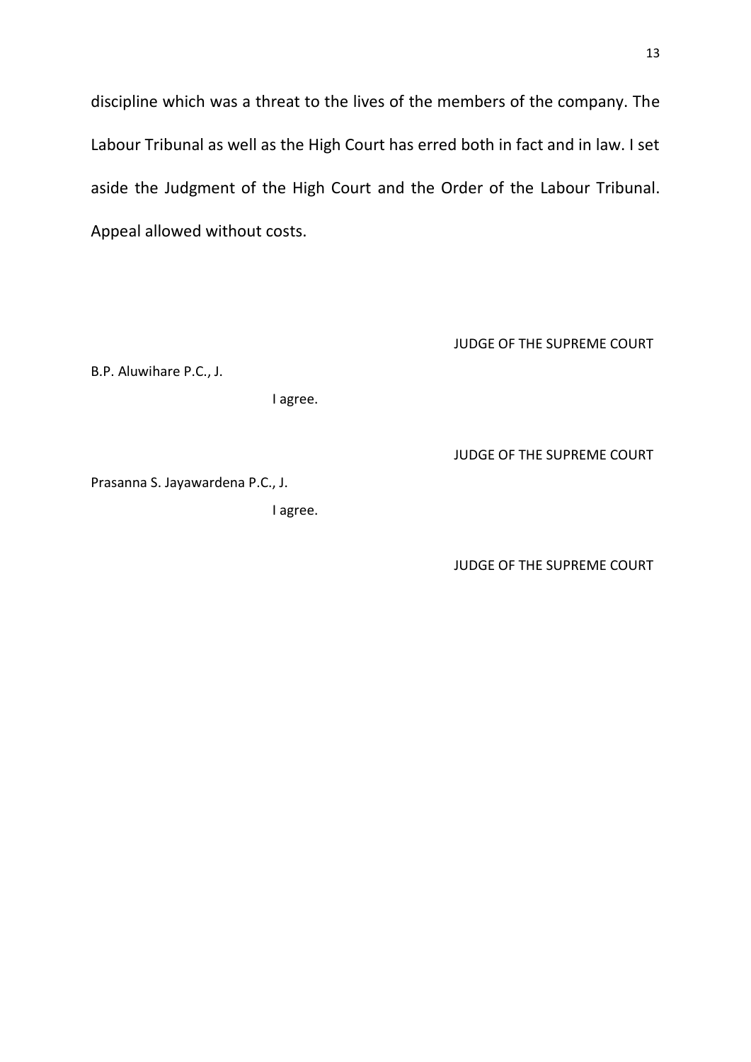discipline which was a threat to the lives of the members of the company. The Labour Tribunal as well as the High Court has erred both in fact and in law. I set aside the Judgment of the High Court and the Order of the Labour Tribunal. Appeal allowed without costs.

JUDGE OF THE SUPREME COURT

B.P. Aluwihare P.C., J.

I agree.

JUDGE OF THE SUPREME COURT

Prasanna S. Jayawardena P.C., J.

I agree.

JUDGE OF THE SUPREME COURT